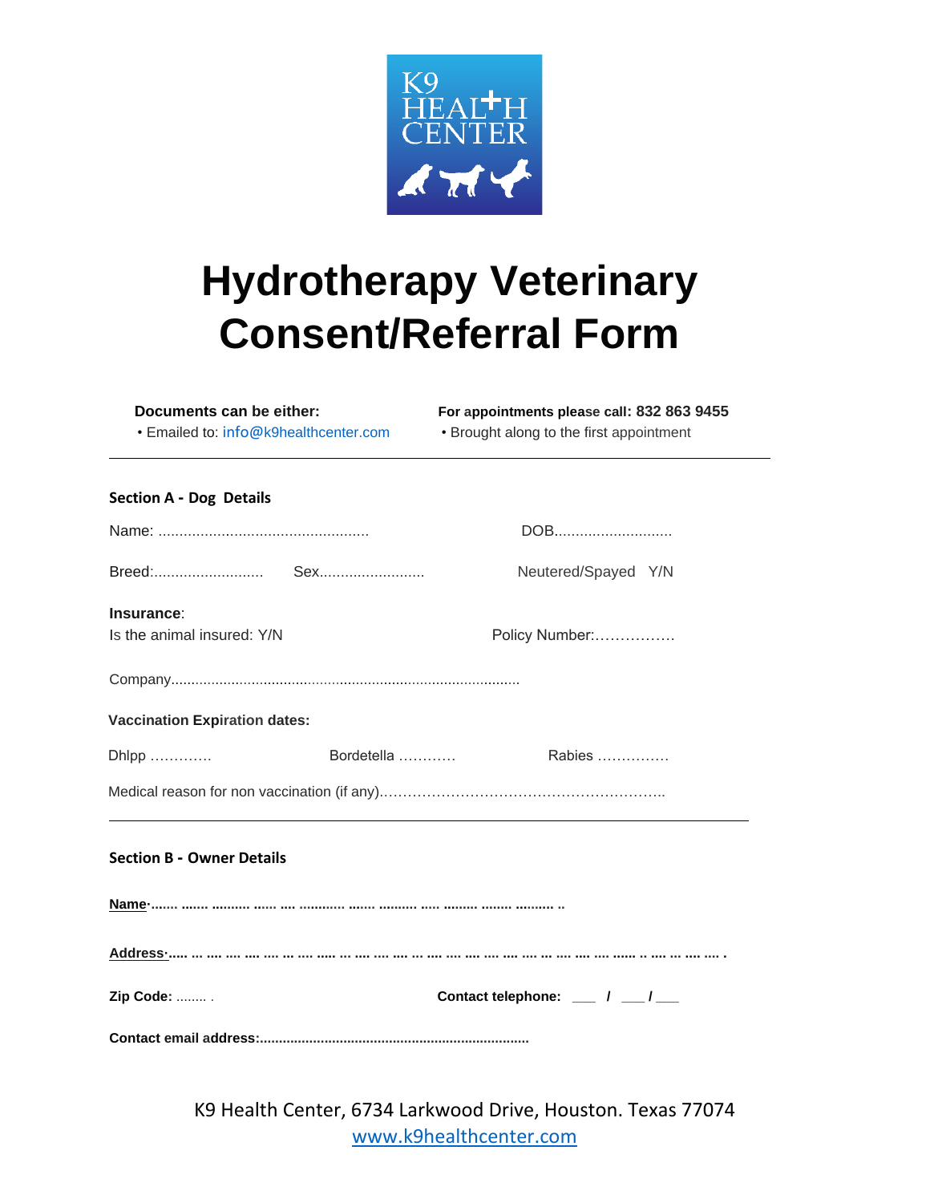K9
HEALTH
CENTER

# Hydrotherapy Veterinary Consent/Referral Form

**Documents can be either:**
• Emailed to: info@k9healthcenter.com

**For appointments please call: 832 863 9455**
• Brought along to the first appointment

---

## Section A - Dog Details

Name: ..................................................    DOB............................

Breed:..........................    Sex.........................    Neutered/Spayed Y/N

**Insurance**:
Is the animal insured: Y/N    Policy Number:…………….

Company.....................................................................................

**Vaccination Expiration dates:**

Dhlpp ………….    Bordetella …………    Rabies ……………

Medical reason for non vaccination (if any)…………………………………………………..

---

## Section B - Owner Details

**Name·....... ....... .......... ...... .... ............ ....... .......... ..... ......... ........ .......... ..**

**Address·..... ... .... .... .... .... ... .... ..... ... .... .... .... ... .... .... .... .... .... .... ... .... .... .... ...... .. .... ... .... .... .**

**Zip Code:** ........ .    **Contact telephone:** ___ / ___ / ___

**Contact email address:.......................................................................**

K9 Health Center, 6734 Larkwood Drive, Houston. Texas 77074
www.k9healthcenter.com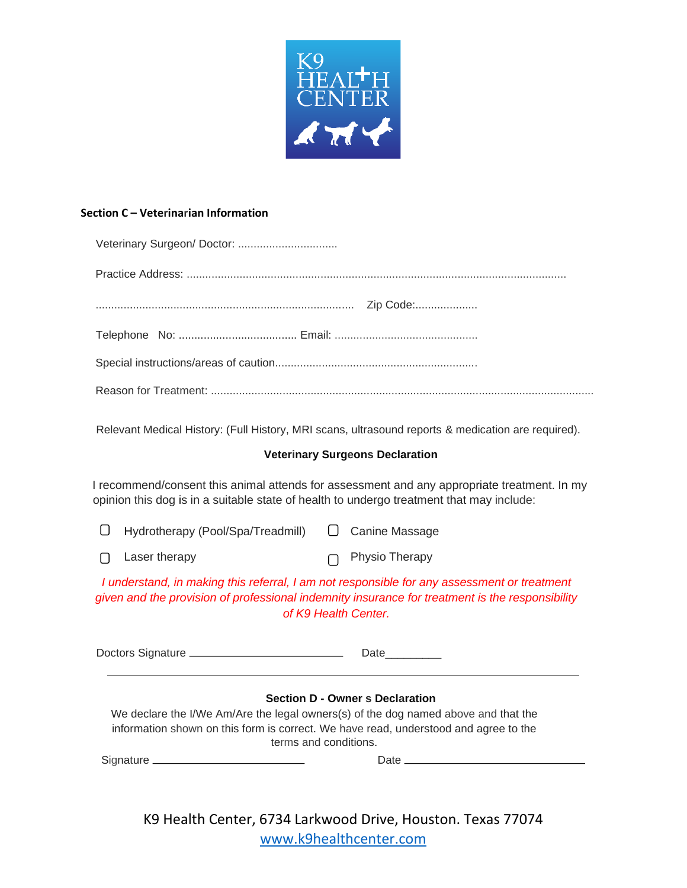K9 HEALTH CENTER

**Section C – Veterinarian Information**

Veterinary Surgeon/ Doctor: ................................

Practice Address: ........................................................................................................................

.................................................................................. Zip Code:....................

Telephone No: ...................................... Email: ..............................................

Special instructions/areas of caution.................................................................

Reason for Treatment: ..........................................................................................................................

Relevant Medical History: (Full History, MRI scans, ultrasound reports & medication are required).

**Veterinary Surgeons Declaration**

I recommend/consent this animal attends for assessment and any appropriate treatment. In my opinion this dog is in a suitable state of health to undergo treatment that may include:

- ☐ Hydrotherapy (Pool/Spa/Treadmill)
- ☐ Canine Massage
- ☐ Laser therapy
- ☐ Physio Therapy

*I understand, in making this referral, I am not responsible for any assessment or treatment given and the provision of professional indemnity insurance for treatment is the responsibility of K9 Health Center.*

Doctors Signature __________________________ Date_________

**Section D - Owner s Declaration**

We declare the I/We Am/Are the legal owners(s) of the dog named above and that the information shown on this form is correct. We have read, understood and agree to the terms and conditions.

Signature __________________________ Date ______________________________

K9 Health Center, 6734 Larkwood Drive, Houston. Texas 77074
www.k9healthcenter.com